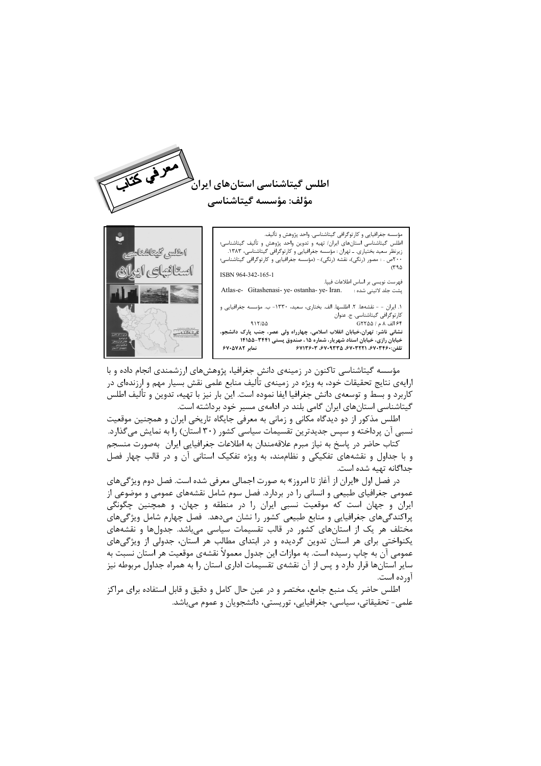معرفی کتاب

# اطلس گیتاشناسی استان‌های ایران

## مؤلف: مؤسسه گیتاشناسی

مؤسسه جغرافیایی و کارتوگرافی گیتاشناسی. واحد پژوهش و تألیف.
اطلس گیتاشناسی استان‌های ایران/ تهیه و تدوین واحد پژوهش و تألیف گیتاشناسی؛ زیرنظر سعید بختیاری. ـ تهران : مؤسسه جغرافیایی و کارتوگرافی گیتاشناسی، ۱۳۸۳.
۲۰۰ص. : مصور (رنگی)، نقشه (رنگی).- (مؤسسه جغرافیایی و کارتوگرافی گیتاشناسی؛ ۳۹۵)
ISBN 964-342-165-1
فهرست نویسی بر اساس اطلاعات فیپا.
پشت جلد لاتینی شده : Atlas-e- Gitashenasi- ye- ostanha- ye- Iran.
۱. ایران - - نقشه‌ها. ۲. اطلسها. الف. بختاری، سعید، ۱۳۳۰- ب. مؤسسه جغرافیایی و کارتوگرافی گیتاشناسی. ج. عنوان
G۲۲۵۵ / ۸ م ۶۴ الف ۹۱۲/۵۵
**نشانی ناشر: تهران،خیابان انقلاب اسلامی، چهارراه ولی عصر، جنب پارک دانشجو، خیابان رازی، خیابان استاد شهریار، شماره ۱۵ ، صندوق پستی ۳۴۴۱-۱۴۱۵۵**
**تلفن:۶۷۰۳۴۶۰، ۶۷۰۳۲۲۱، ۶۷۰۹۳۳۵، ۶۷۱۳۶۰۳ نمابر ۶۷۰۵۷۸۲**

مؤسسه گیتاشناسی تاکنون در زمینه‌ی دانش جغرافیا، پژوهش‌های ارزشمندی انجام داده و با ارایه‌ی نتایج تحقیقات خود، به ویژه در زمینه‌ی تألیف منابع علمی نقش بسیار مهم و ارزنده‌ای در کاربرد و بسط و توسعه‌ی دانش جغرافیا ایفا نموده است. این بار نیز با تهیه، تدوین و تألیف اطلس گیتاشناسی استان‌های ایران گامی بلند در ادامه‌ی مسیر خود برداشته است.

اطلس مذکور از دو دیدگاه مکانی و زمانی به معرفی جایگاه تاریخی ایران و همچنین موقعیت نسبی آن پرداخته و سپس جدیدترین تقسیمات سیاسی کشور (۳۰ استان) را به نمایش می‌گذارد.

کتاب حاضر در پاسخ به نیاز مبرم علاقه‌مندان به اطلاعات جغرافیایی ایران بصورت منسجم و با جداول و نقشه‌های تفکیکی و نظام‌مند، به ویژه تفکیک استانی آن و در قالب چهار فصل جداگانه تهیه شده است.

در فصل اول «ایران از آغاز تا امروز» به صورت اجمالی معرفی شده است. فصل دوم ویژگی‌های عمومی جغرافیای طبیعی و انسانی را در بردارد. فصل سوم شامل نقشه‌های عمومی و موضوعی از ایران و جهان است که موقعیت نسبی ایران را در منطقه و جهان، و همچنین چگونگی پراکندگی‌های جغرافیایی و منابع طبیعی کشور را نشان می‌دهد. فصل چهارم شامل ویژگی‌های مختلف هر یک از استان‌های کشور در قالب تقسیمات سیاسی می‌باشد. جدول‌ها و نقشه‌های یکنواختی برای هر استان تدوین گردیده و در ابتدای مطالب هر استان، جدولی از ویژگی‌های عمومی آن به چاپ رسیده است. به موازات این جدول معمولاً نقشه‌ی موقعیت هر استان نسبت به سایر استان‌ها قرار دارد و پس از آن نقشه‌ی تقسیمات اداری استان را به همراه جداول مربوطه نیز آورده است.

اطلس حاضر یک منبع جامع، مختصر و در عین حال کامل و دقیق و قابل استفاده برای مراکز علمی- تحقیقاتی، سیاسی، جغرافیایی، توریستی، دانشجویان و عموم می‌باشد.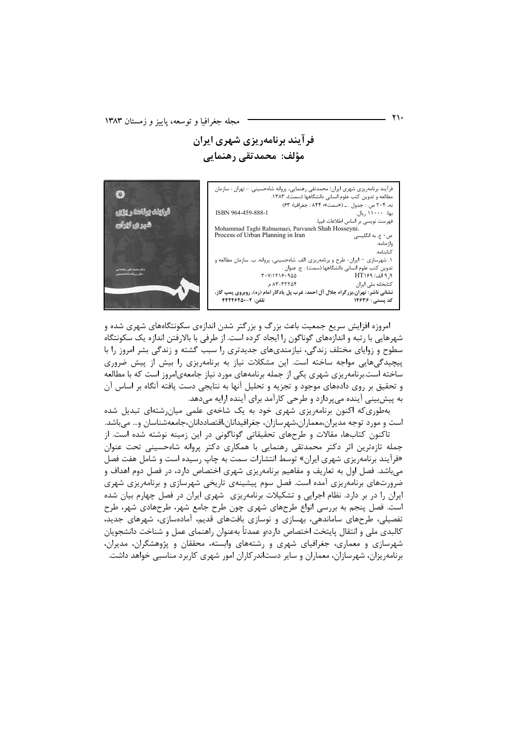# فرآیند برنامه‌ریزی شهری ایران

## مؤلف: محمدتقی رهنمایی

فرآیند برنامه‌ریزی شهری ایران/ محمدتقی رهنمایی، پروانه شاه‌حسینی. - تهران : سازمان مطالعه و تدوین کتب علوم انسانی دانشگاهها (سمت)، ۱۳۸۳.
نه، ۲۰۴ ص. : جدول . ـ («سمت»؛ ۸۴۴ : جغرافیا؛ ۶۳)
ISBN 964-459-888-1 — بها: ۱۱۰۰۰ ریال.
فهرست نویسی بر اساس اطلاعات فیپا.
Mohammad Taghi Rahnamaei, Parvaneh Shah Hosseyni.
Process of Urban Planning in Iran
ص . ع. به انگلیسی
واژه‌نامه.
کتابنامه.
۱. شهرسازی – ایران- طرح و برنامه‌ریزی. الف. شاه‌حسینی، پروانه. ب. سازمان مطالعه و تدوین کتب علوم انسانی دانشگاهها (سمت) . ج. عنوان .
۹ر۹ الف/ HT۱۶۹ — ۳۰۷/۱۲۱۶۰۹۵۵
کتابخانه ملی ایران — ۸۳-۳۲۲۵۴ م
**نشانی ناشر: تهران، بزرگراه جلال آل احمد، غرب پل یادگار امام (ره)، روبروی پمپ گاز، کد پستی : ۱۴۶۳۶ — تلفن: ۲-۴۴۲۴۶۲۵۰**

امروزه افزایش سریع جمعیت باعث بزرگ و بزرگتر شدن اندازه‌ی سکونتگاه‌های شهری شده و شهرهایی با رتبه و اندازه‌های گوناگون را ایجاد کرده است. از طرفی با بالارفتن اندازه یک سکونتگاه سطوح و زوایای مختلف زندگی، نیازمندی‌های جدیدتری را سبب گشته و زندگی بشر امروز را با پیچیدگی‌هایی مواجه ساخته است. این مشکلات نیاز به برنامه‌ریزی را بیش از پیش ضروری ساخته است.برنامه‌ریزی شهری یکی از جمله برنامه‌های مورد نیاز جامعه‌ی‌امروز است که با مطالعه و تحقیق بر روی داده‌های موجود و تجزیه و تحلیل آنها به نتایجی دست یافته آنگاه بر اساس آن به پیش‌بینی آینده می‌پردازد و طرحی کارآمد برای آینده ارایه می‌دهد.

به‌طوری‌که اکنون برنامه‌ریزی شهری خود به یک شاخه‌ی علمی میان‌رشته‌ای تبدیل شده است و مورد توجه مدیران،معماران،شهرسازان، جغرافیدانان،اقتصاددانان،جامعه‌شناسان و... می‌باشد.

تاکنون کتاب‌ها، مقالات و طرح‌های تحقیقاتی گوناگونی در این زمینه نوشته شده است. از جمله تازه‌ترین اثر دکتر محمدتقی رهنمایی با همکاری دکتر پروانه شاه‌حسینی تحت عنوان «فرآیند برنامه‌ریزی شهری ایران» توسط انتشارات سمت به چاپ رسیده است و شامل هفت فصل می‌باشد. فصل اول به تعاریف و مفاهیم برنامه‌ریزی شهری اختصاص دارد، در فصل دوم اهداف و ضرورت‌های برنامه‌ریزی آمده است. فصل سوم پیشینه‌ی تاریخی شهرسازی و برنامه‌ریزی شهری ایران را در بر دارد. نظام اجرایی و تشکیلات برنامه‌ریزی شهری ایران در فصل چهارم بیان شده است. فصل پنجم به بررسی انواع طرح‌های شهری چون طرح جامع شهر، طرح‌هادی شهر، طرح تفصیلی، طرح‌های ساماندهی، بهسازی و نوسازی بافت‌های قدیم، آماده‌سازی، شهرهای جدید، کالبدی ملی و انتقال پایتخت اختصاص دارد؛و عمدتاً به‌عنوان راهنمای عمل و شناخت دانشجویان شهرسازی و معماری، جغرافیای شهری و رشته‌های وابسته، محققان و پژوهشگران، مدیران، برنامه‌ریزان، شهرسازان، معماران و سایر دست‌اندرکاران امور شهری کاربرد مناسبی خواهد داشت.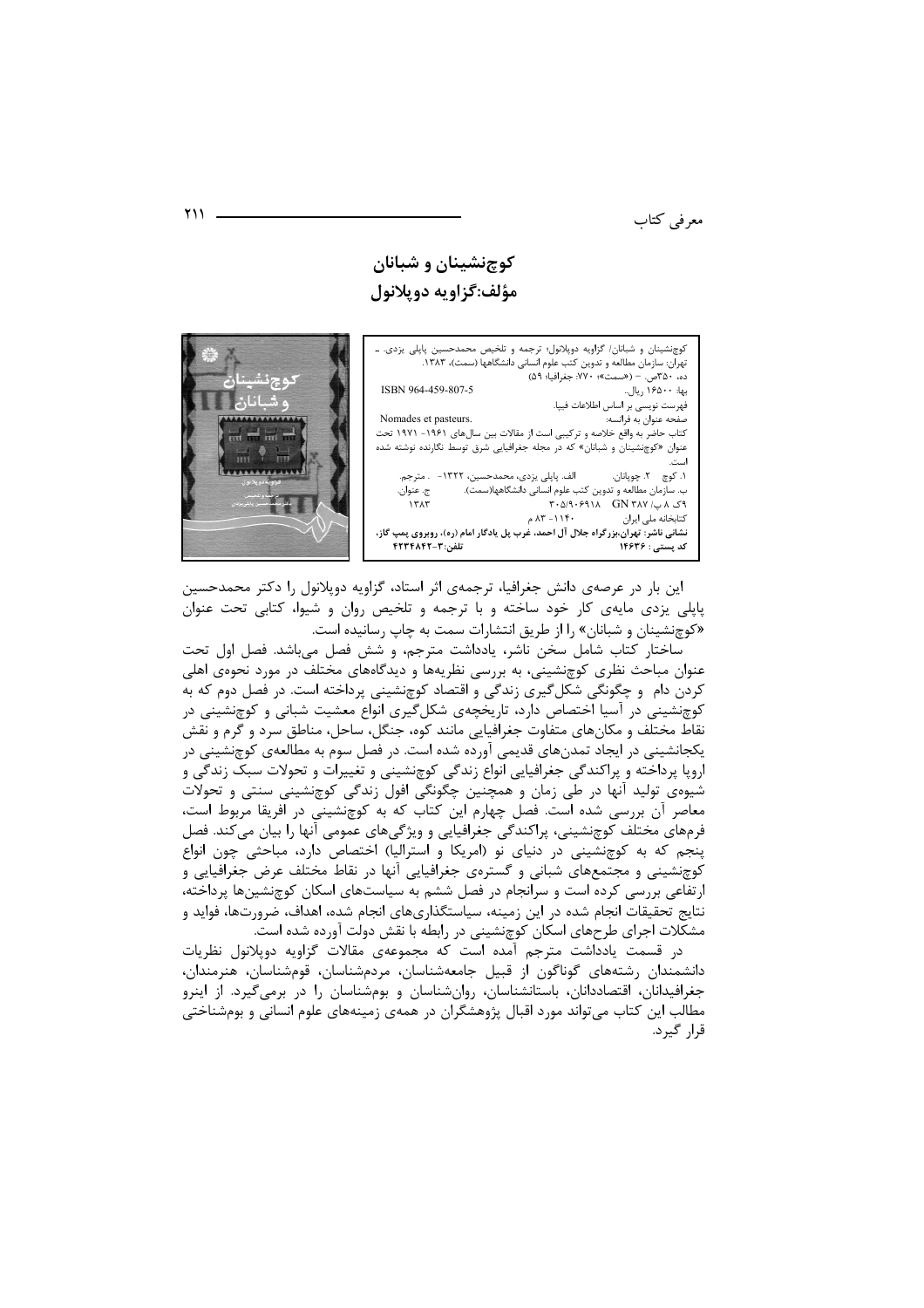# کوچ‌نشینان و شبانان
## مؤلف: گزاویه دوپلانول

کوچ‌نشینان و شبانان/ گزاویه دوپلانول؛ ترجمه و تلخیص محمدحسین پاپلی یزدی. ـ تهران: سازمان مطالعه و تدوین کتب علوم انسانی دانشگاهها (سمت)، ۱۳۸۳.
ده، ۳۵۰ص. ـ («سمت»؛ ۷۷۰: جغرافیا؛ ۵۹)
ISBN 964-459-807-5 بها: ۱۶۵۰۰ ریال.
فهرست نویسی بر اساس اطلاعات فیپا.
Nomades et pasteurs. صفحه عنوان به فرانسه:
کتاب حاضر به واقع خلاصه و ترکیبی است از مقالات بین سال‌های ۱۹۶۱- ۱۹۷۱ تحت عنوان «کوچ‌نشینان و شبانان» که در مجله جغرافیایی شرق توسط نگارنده نوشته شده است.
۱. کوچ ۲. چوپانان. الف. پاپلی یزدی، محمدحسین، ۱۳۲۲- . مترجم.
ب. سازمان مطالعه و تدوین کتب علوم انسانی دانشگاهها(سمت). ج. عنوان.
۹ک ۸ پ/ GN ۳۸۷ ۳۰۵/۹۰۶۹۱۸ ۱۳۸۳
کتابخانه ملی ایران ۱۱۴۰- ۸۳ م
**نشانی ناشر: تهران، بزرگراه جلال آل احمد، غرب پل یادگار امام (ره)، روبروی پمپ گاز، کد پستی: ۱۴۶۳۶ تلفن: ۳-۴۲۳۴۸۴۲**

این بار در عرصه‌ی دانش جغرافیا، ترجمه‌ی اثر استاد، گزاویه دوپلانول را دکتر محمدحسین پاپلی یزدی مایه‌ی کار خود ساخته و با ترجمه و تلخیص روان و شیوا، کتابی تحت عنوان «کوچ‌نشینان و شبانان» را از طریق انتشارات سمت به چاپ رسانیده است.

ساختار کتاب شامل سخن ناشر، یادداشت مترجم، و شش فصل می‌باشد. فصل اول تحت عنوان مباحث نظری کوچ‌نشینی، به بررسی نظریه‌ها و دیدگاه‌های مختلف در مورد نحوه‌ی اهلی کردن دام و چگونگی شکل‌گیری زندگی و اقتصاد کوچ‌نشینی پرداخته است. در فصل دوم که به کوچ‌نشینی در آسیا اختصاص دارد، تاریخچه‌ی شکل‌گیری انواع معیشت شبانی و کوچ‌نشینی در نقاط مختلف و مکان‌های متفاوت جغرافیایی مانند کوه، جنگل، ساحل، مناطق سرد و گرم و نقش یکجانشینی در ایجاد تمدن‌های قدیمی آورده شده است. در فصل سوم به مطالعه‌ی کوچ‌نشینی در اروپا پرداخته و پراکندگی جغرافیایی انواع زندگی کوچ‌نشینی و تغییرات و تحولات سبک زندگی و شیوه‌ی تولید آنها در طی زمان و همچنین چگونگی افول زندگی کوچ‌نشینی سنتی و تحولات معاصر آن بررسی شده است. فصل چهارم این کتاب که به کوچ‌نشینی در افریقا مربوط است، فرم‌های مختلف کوچ‌نشینی، پراکندگی جغرافیایی و ویژگی‌های عمومی آنها را بیان می‌کند. فصل پنجم که به کوچ‌نشینی در دنیای نو (امریکا و استرالیا) اختصاص دارد، مباحثی چون انواع کوچ‌نشینی و مجتمع‌های شبانی و گستره‌ی جغرافیایی آنها در نقاط مختلف عرض جغرافیایی و ارتفاعی بررسی کرده است و سرانجام در فصل ششم به سیاست‌های اسکان کوچ‌نشین‌ها پرداخته، نتایج تحقیقات انجام شده در این زمینه، سیاستگذاری‌های انجام شده، اهداف، ضرورت‌ها، فواید و مشکلات اجرای طرح‌های اسکان کوچ‌نشینی در رابطه با نقش دولت آورده شده است.

در قسمت یادداشت مترجم آمده است که مجموعه‌ی مقالات گزاویه دوپلانول نظریات دانشمندان رشته‌های گوناگون از قبیل جامعه‌شناسان، مردم‌شناسان، قوم‌شناسان، هنرمندان، جغرافیدانان، اقتصاددانان، باستان‌شناسان، روان‌شناسان و بوم‌شناسان را در برمی‌گیرد. از اینرو مطالب این کتاب می‌تواند مورد اقبال پژوهشگران در همه‌ی زمینه‌های علوم انسانی و بوم‌شناختی قرار گیرد.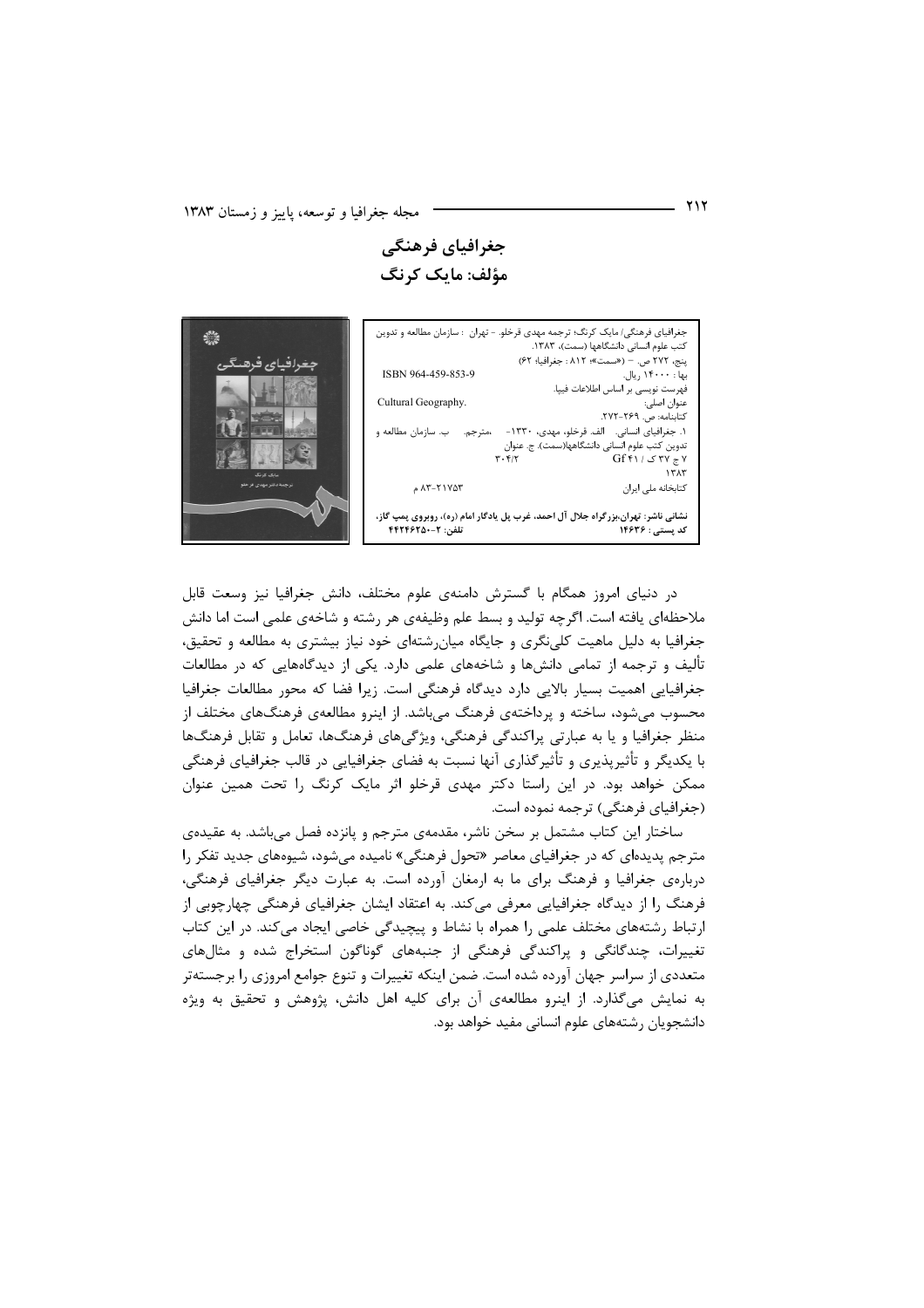## جغرافیای فرهنگی

## مؤلف: مایک کرنگ

جغرافیای فرهنگی/ مایک کرنگ؛ ترجمه مهدی قرخلو. - تهران : سازمان مطالعه و تدوین کتب علوم انسانی دانشگاهها (سمت)، ۱۳۸۳.
پنج، ۲۷۲ ص. - («سمت»؛ ۸۱۲ : جغرافیا؛ ۶۲)
ISBN 964-459-853-9
بها : ۱۴۰۰۰ ریال.
فهرست نویسی بر اساس اطلاعات فیپا.
Cultural Geography.
عنوان اصلی:
کتابنامه: ص. ۲۶۹-۲۷۲.
۱. جغرافیای انسانی. الف. قرخلو، مهدی، ۱۳۳۰- ، مترجم. ب. سازمان مطالعه و تدوین کتب علوم انسانی دانشگاهها(سمت). ج. عنوان
۳۰۴/۲ Gf ۴۱ / ۷ ج ۳۷ ک
۱۳۸۳
۸۳-۲۱۷۵۳ م
کتابخانه ملی ایران

**نشانی ناشر: تهران،بزرگراه جلال آل احمد، غرب پل یادگار امام (ره)، روبروی پمپ گاز، کد پستی : ۱۴۶۳۶ تلفن: ۲-۴۴۲۴۶۲۵۰**

در دنیای امروز همگام با گسترش دامنه‌ی علوم مختلف، دانش جغرافیا نیز وسعت قابل ملاحظه‌ای یافته است. اگرچه تولید و بسط علم وظیفه‌ی هر رشته و شاخه‌ی علمی است اما دانش جغرافیا به دلیل ماهیت کلی‌نگری و جایگاه میان‌رشته‌ای خود نیاز بیشتری به مطالعه و تحقیق، تألیف و ترجمه از تمامی دانش‌ها و شاخه‌های علمی دارد. یکی از دیدگاه‌هایی که در مطالعات جغرافیایی اهمیت بسیار بالایی دارد دیدگاه فرهنگی است. زیرا فضا که محور مطالعات جغرافیا محسوب می‌شود، ساخته و پرداخته‌ی فرهنگ می‌باشد. از اینرو مطالعه‌ی فرهنگ‌های مختلف از منظر جغرافیا و یا به عبارتی پراکندگی فرهنگی، ویژگی‌های فرهنگ‌ها، تعامل و تقابل فرهنگ‌ها با یکدیگر و تأثیرپذیری و تأثیرگذاری آنها نسبت به فضای جغرافیایی در قالب جغرافیای فرهنگی ممکن خواهد بود. در این راستا دکتر مهدی قرخلو اثر مایک کرنگ را تحت همین عنوان (جغرافیای فرهنگی) ترجمه نموده است.

ساختار این کتاب مشتمل بر سخن ناشر، مقدمه‌ی مترجم و پانزده فصل می‌باشد. به عقیده‌ی مترجم پدیده‌ای که در جغرافیای معاصر «تحول فرهنگی» نامیده می‌شود، شیوه‌های جدید تفکر را درباره‌ی جغرافیا و فرهنگ برای ما به ارمغان آورده است. به عبارت دیگر جغرافیای فرهنگی، فرهنگ را از دیدگاه جغرافیایی معرفی می‌کند. به اعتقاد ایشان جغرافیای فرهنگی چهارچوبی از ارتباط رشته‌های مختلف علمی را همراه با نشاط و پیچیدگی خاصی ایجاد می‌کند. در این کتاب تغییرات، چندگانگی و پراکندگی فرهنگی از جنبه‌های گوناگون استخراج شده و مثال‌های متعددی از سراسر جهان آورده شده است. ضمن اینکه تغییرات و تنوع جوامع امروزی را برجسته‌تر به نمایش می‌گذارد. از اینرو مطالعه‌ی آن برای کلیه اهل دانش، پژوهش و تحقیق به ویژه دانشجویان رشته‌های علوم انسانی مفید خواهد بود.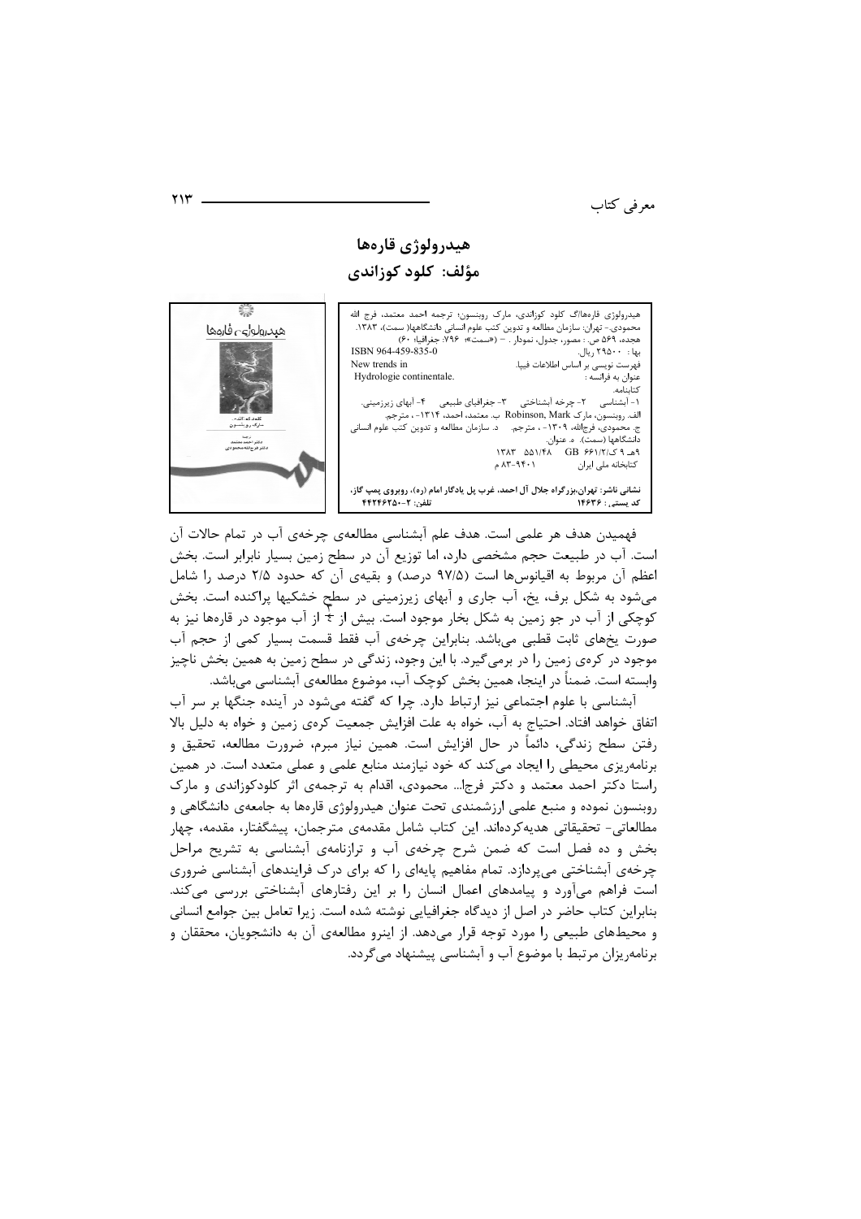# هیدرولوژی قاره‌ها

## مؤلف: کلود کوزاندی

هیدرولوژی قاره‌ها/گ کلود کوزاندی، مارک روبنسون؛ ترجمه احمد معتمد، فرج الله محمودی.- تهران: سازمان مطالعه و تدوین کتب علوم انسانی دانشگاهها( سمت)، ۱۳۸۳.
هجده، ۵۶۹ ص. : مصور، جدول، نمودار. – («سمت»؛ ۷۹۶. جغرافیا؛ ۶۰)
ISBN 964-459-835-0
بها : ۲۹۵۰۰ ریال.
فهرست نویسی بر اساس اطلاعات فیپا.
New trends in
عنوان به فرانسه :
Hydrologie continentale.
کتابنامه.
۱- آبشناسی ۲- چرخه آبشناختی ۳- جغرافیای طبیعی ۴- آبهای زیرزمینی.
الف. روبنسون، مارک Robinson, Mark ب. معتمد، احمد، ۱۳۱۴- ، مترجم.
ج. محمودی، فرج‌الله، ۱۳۰۹- ، مترجم. د. سازمان مطالعه و تدوین کتب علوم انسانی دانشگاهها (سمت). ه. عنوان.
۹هـ ۹ ک/۶۶۱/۲ GB ۵۵۱/۴۸ ۱۳۸۳
کتابخانه ملی ایران ۹۴۰۱-۸۳ م

**نشانی ناشر: تهران،بزرگراه جلال آل احمد، غرب پل یادگار امام (ره)، روبروی پمپ گاز، کد پستی : ۱۴۶۳۶ تلفن: ۲-۴۴۲۴۶۲۵۰**

فهمیدن هدف هر علمی است. هدف علم آبشناسی مطالعه‌ی چرخه‌ی آب در تمام حالات آن است. آب در طبیعت حجم مشخصی دارد، اما توزیع آن در سطح زمین بسیار نابرابر است. بخش اعظم آن مربوط به اقیانوس‌ها است (۹۷/۵ درصد) و بقیه‌ی آن که حدود ۲/۵ درصد را شامل می‌شود به شکل برف، یخ، آب جاری و آبهای زیرزمینی در سطح خشکیها پراکنده است. بخش کوچکی از آب در جو زمین به شکل بخار موجود است. بیش از $\frac{3}{4}$ از آب موجود در قاره‌ها نیز به صورت یخ‌های ثابت قطبی می‌باشد. بنابراین چرخه‌ی آب فقط قسمت بسیار کمی از حجم آب موجود در کره‌ی زمین را در برمی‌گیرد. با این وجود، زندگی در سطح زمین به همین بخش ناچیز وابسته است. ضمناً در اینجا، همین بخش کوچک آب، موضوع مطالعه‌ی آبشناسی می‌باشد.

آبشناسی با علوم اجتماعی نیز ارتباط دارد. چرا که گفته می‌شود در آینده جنگها بر سر آب اتفاق خواهد افتاد. احتیاج به آب، خواه به علت افزایش جمعیت کره‌ی زمین و خواه به دلیل بالا رفتن سطح زندگی، دائماً در حال افزایش است. همین نیاز مبرم، ضرورت مطالعه، تحقیق و برنامه‌ریزی محیطی را ایجاد می‌کند که خود نیازمند منابع علمی و عملی متعدد است. در همین راستا دکتر احمد معتمد و دکتر فرجا... محمودی، اقدام به ترجمه‌ی اثر کلودکوزاندی و مارک روبنسون نموده و منبع علمی ارزشمندی تحت عنوان هیدرولوژی قاره‌ها به جامعه‌ی دانشگاهی و مطالعاتی- تحقیقاتی هدیه‌کرده‌اند. این کتاب شامل مقدمه‌ی مترجمان، پیشگفتار، مقدمه، چهار بخش و ده فصل است که ضمن شرح چرخه‌ی آب و ترازنامه‌ی آبشناسی به تشریح مراحل چرخه‌ی آبشناختی می‌پردازد. تمام مفاهیم پایه‌ای را که برای درک فرایندهای آبشناسی ضروری است فراهم می‌آورد و پیامدهای اعمال انسان را بر این رفتارهای آبشناختی بررسی می‌کند. بنابراین کتاب حاضر در اصل از دیدگاه جغرافیایی نوشته شده است. زیرا تعامل بین جوامع انسانی و محیط‌های طبیعی را مورد توجه قرار می‌دهد. از اینرو مطالعه‌ی آن به دانشجویان، محققان و برنامه‌ریزان مرتبط با موضوع آب و آبشناسی پیشنهاد می‌گردد.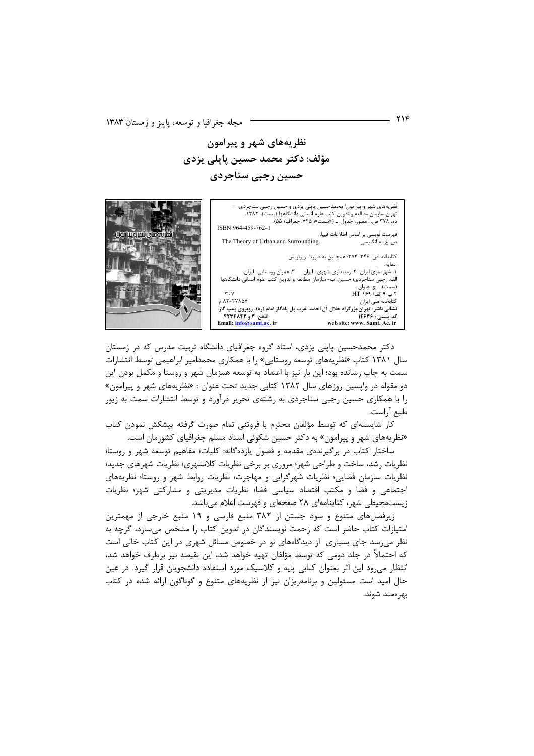## نظریه‌های شهر و پیرامون
## مؤلف: دکتر محمد حسین پاپلی یزدی
## حسین رجبی سناجردی

نظریه‌های شهر و پیرامون/ محمدحسین پاپلی یزدی و حسین رجبی سناجردی. – تهران سازمان مطالعه و تدوین کتب علوم انسانی دانشگاهها (سمت)، ۱۳۸۲.
ده، ۳۷۸ ص. : مصور، جدول. ـ («سمت»؛ ۷۲۵: جغرافیا؛ ۵۵).
ISBN 964-459-762-1
فهرست نویسی بر اساس اطلاعات فیپا.
ص. ع. به انگلیسی The Theory of Urban and Surrounding.
کتابنامه. ص. ۳۴۶-۳۷۳؛ همچنین به صورت زیرنویس.
نمایه.
۱. شهرسازی ایران ۲. زمینداری شهری- ایران ۳. عمران روستایی- ایران.
الف. رجبی سناجردی؛ حسین. ب- سازمان مطالعه و تدوین کتب علوم انسانی دانشگاهها (سمت). ج. عنوان .
۲ پ ۹ الف/ ۱۶۹ HT ۳۰۷
کتابخانه ملی ایران ۲۷۸۵۷-۸۲ م
**نشانی ناشر: تهران،بزرگراه جلال آل احمد، غرب پل یادگار امام (ره)، روبروی پمپ گاز،**
کد پستی : ۱۴۶۳۶ تلفن: ۳ و ۴۲۳۴۸۴۲
Email: info@samt.ac.ir web site: www. Samt. Ac. ir

دکتر محمدحسین پاپلی یزدی، استاد گروه جغرافیای دانشگاه تربیت مدرس که در زمستان سال ۱۳۸۱ کتاب «نظریه‌های توسعه روستایی» را با همکاری محمدامیر ابراهیمی توسط انتشارات سمت به چاپ رسانده بود؛ این بار نیز با اعتقاد به توسعه همزمان شهر و روستا و مکمل بودن این دو مقوله در واپسین روزهای سال ۱۳۸۲ کتابی جدید تحت عنوان : «نظریه‌های شهر و پیرامون» را با همکاری حسین رجبی سناجردی به رشته‌ی تحریر درآورد و توسط انتشارات سمت به زیور طبع آراست.

کار شایسته‌ای که توسط مؤلفان محترم با فروتنی تمام صورت گرفته پیشکش نمودن کتاب «نظریه‌های شهر و پیرامون» به دکتر حسین شکوئی استاد مسلم جغرافیای کشورمان است.

ساختار کتاب در برگیرنده‌ی مقدمه و فصول یازده‌گانه: کلیات؛ مفاهیم توسعه شهر و روستا؛ نظریات رشد، ساخت و طراحی شهر؛ مروری بر برخی نظریات کلانشهری؛ نظریات شهرهای جدید؛ نظریات سازمان فضایی؛ نظریات شهرگرایی و مهاجرت؛ نظریات روابط شهر و روستا؛ نظریه‌های اجتماعی و فضا و مکتب اقتصاد سیاسی فضا؛ نظریات مدیریتی و مشارکتی شهر؛ نظریات زیست‌محیطی شهر، کتابنامه‌ای ۲۸ صفحه‌ای و فهرست اعلام می‌باشد.

زیرفصل‌های متنوع و سود جستن از ۳۸۲ منبع فارسی و ۱۹ منبع خارجی از مهمترین امتیازات کتاب حاضر است که زحمت نویسندگان در تدوین کتاب را مشخص می‌سازد، گرچه به نظر می‌رسد جای بسیاری از دیدگاه‌های نو در خصوص مسائل شهری در این کتاب خالی است که احتمالاً در جلد دومی که توسط مؤلفان تهیه خواهد شد، این نقیصه نیز برطرف خواهد شد، انتظار می‌رود این اثر بعنوان کتابی پایه و کلاسیک مورد استفاده دانشجویان قرار گیرد. در عین حال امید است مسئولین و برنامه‌ریزان نیز از نظریه‌های متنوع و گوناگون ارائه شده در کتاب بهره‌مند شوند.